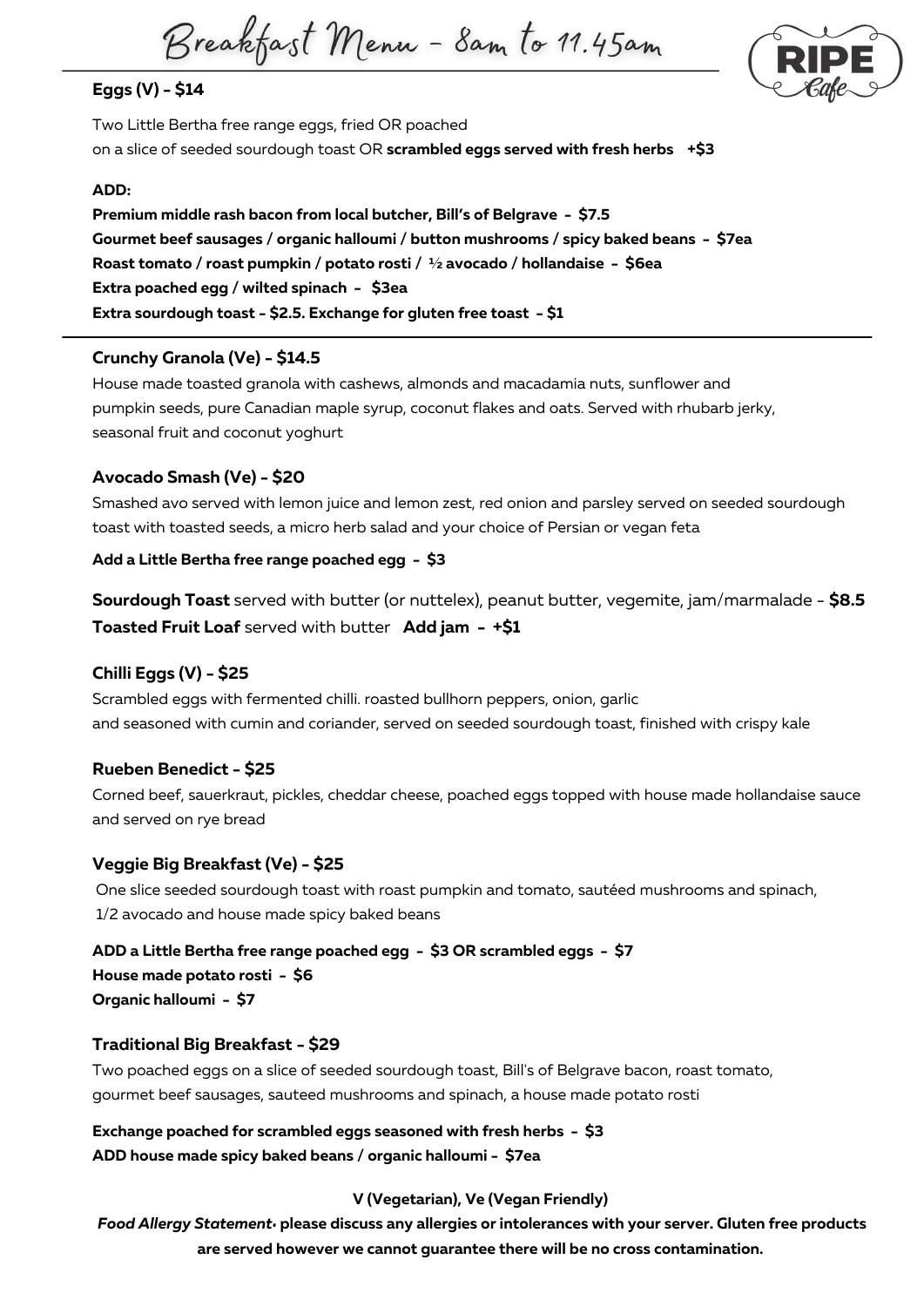# Breakfast Menu - 8am to 11.45am

RIPE Cafe

### Eggs (V) - $14

Two Little Bertha free range eggs, fried OR poached
on a slice of seeded sourdough toast OR **scrambled eggs served with fresh herbs +$3**

**ADD:**

**Premium middle rash bacon from local butcher, Bill's of Belgrave - $7.5**
**Gourmet beef sausages / organic halloumi / button mushrooms / spicy baked beans - $7ea**
**Roast tomato / roast pumpkin / potato rosti / ½ avocado / hollandaise - $6ea**
**Extra poached egg / wilted spinach - $3ea**
**Extra sourdough toast - $2.5. Exchange for gluten free toast - $1**

---

### Crunchy Granola (Ve) - $14.5

House made toasted granola with cashews, almonds and macadamia nuts, sunflower and pumpkin seeds, pure Canadian maple syrup, coconut flakes and oats. Served with rhubarb jerky, seasonal fruit and coconut yoghurt

### Avocado Smash (Ve) - $20

Smashed avo served with lemon juice and lemon zest, red onion and parsley served on seeded sourdough toast with toasted seeds, a micro herb salad and your choice of Persian or vegan feta

**Add a Little Bertha free range poached egg - $3**

**Sourdough Toast** served with butter (or nuttelex), peanut butter, vegemite, jam/marmalade - **$8.5**
**Toasted Fruit Loaf** served with butter **Add jam - +$1**

### Chilli Eggs (V) - $25

Scrambled eggs with fermented chilli. roasted bullhorn peppers, onion, garlic and seasoned with cumin and coriander, served on seeded sourdough toast, finished with crispy kale

### Rueben Benedict - $25

Corned beef, sauerkraut, pickles, cheddar cheese, poached eggs topped with house made hollandaise sauce and served on rye bread

### Veggie Big Breakfast (Ve) - $25

One slice seeded sourdough toast with roast pumpkin and tomato, sautéed mushrooms and spinach, 1/2 avocado and house made spicy baked beans

**ADD a Little Bertha free range poached egg - $3 OR scrambled eggs - $7**
**House made potato rosti - $6**
**Organic halloumi - $7**

### Traditional Big Breakfast - $29

Two poached eggs on a slice of seeded sourdough toast, Bill's of Belgrave bacon, roast tomato, gourmet beef sausages, sauteed mushrooms and spinach, a house made potato rosti

**Exchange poached for scrambled eggs seasoned with fresh herbs - $3**
**ADD house made spicy baked beans / organic halloumi - $7ea**

**V (Vegetarian), Ve (Vegan Friendly)**

***Food Allergy Statement*- please discuss any allergies or intolerances with your server. Gluten free products are served however we cannot guarantee there will be no cross contamination.**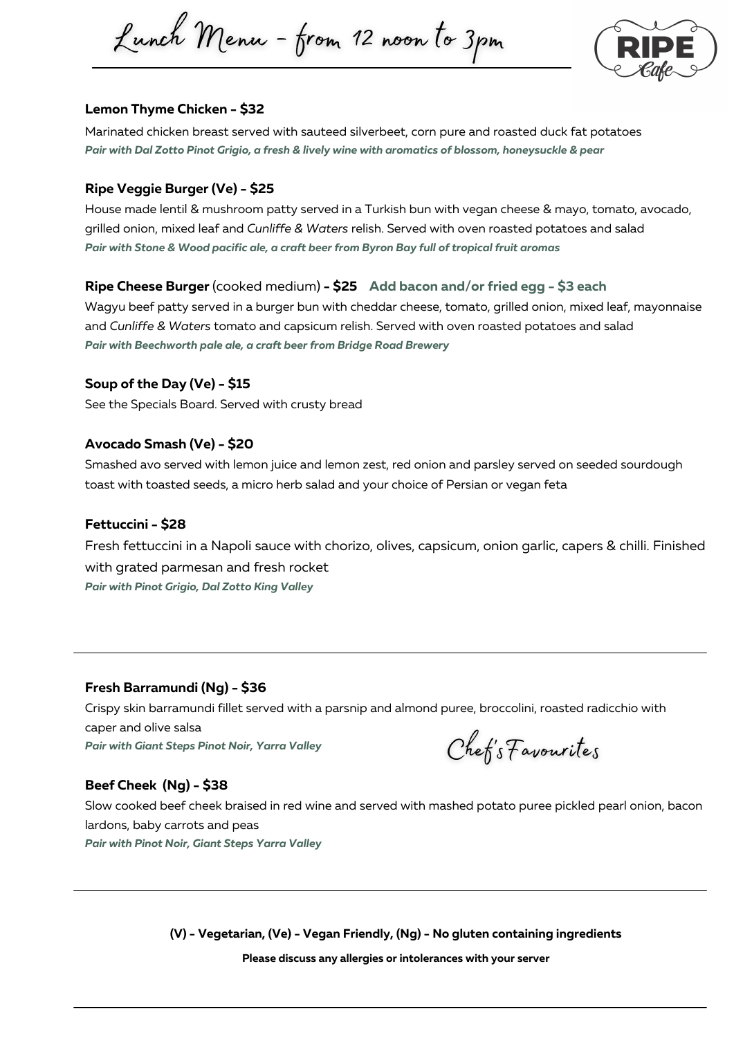# Lunch Menu - from 12 noon to 3pm

RIPE Cafe

**Lemon Thyme Chicken - $32**

Marinated chicken breast served with sauteed silverbeet, corn pure and roasted duck fat potatoes

***Pair with Dal Zotto Pinot Grigio, a fresh & lively wine with aromatics of blossom, honeysuckle & pear***

**Ripe Veggie Burger (Ve) - $25**

House made lentil & mushroom patty served in a Turkish bun with vegan cheese & mayo, tomato, avocado, grilled onion, mixed leaf and *Cunliffe & Waters* relish. Served with oven roasted potatoes and salad

***Pair with Stone & Wood pacific ale, a craft beer from Byron Bay full of tropical fruit aromas***

**Ripe Cheese Burger** (cooked medium) **- $25** **Add bacon and/or fried egg - $3 each**

Wagyu beef patty served in a burger bun with cheddar cheese, tomato, grilled onion, mixed leaf, mayonnaise and *Cunliffe & Waters* tomato and capsicum relish. Served with oven roasted potatoes and salad

***Pair with Beechworth pale ale, a craft beer from Bridge Road Brewery***

**Soup of the Day (Ve) - $15**

See the Specials Board. Served with crusty bread

**Avocado Smash (Ve) - $20**

Smashed avo served with lemon juice and lemon zest, red onion and parsley served on seeded sourdough toast with toasted seeds, a micro herb salad and your choice of Persian or vegan feta

**Fettuccini - $28**

Fresh fettuccini in a Napoli sauce with chorizo, olives, capsicum, onion garlic, capers & chilli. Finished with grated parmesan and fresh rocket

***Pair with Pinot Grigio, Dal Zotto King Valley***

---

## Chef's Favourites

**Fresh Barramundi (Ng) - $36**

Crispy skin barramundi fillet served with a parsnip and almond puree, broccolini, roasted radicchio with caper and olive salsa

***Pair with Giant Steps Pinot Noir, Yarra Valley***

**Beef Cheek (Ng) - $38**

Slow cooked beef cheek braised in red wine and served with mashed potato puree pickled pearl onion, bacon lardons, baby carrots and peas

***Pair with Pinot Noir, Giant Steps Yarra Valley***

---

**(V) - Vegetarian, (Ve) - Vegan Friendly, (Ng) - No gluten containing ingredients**

**Please discuss any allergies or intolerances with your server**